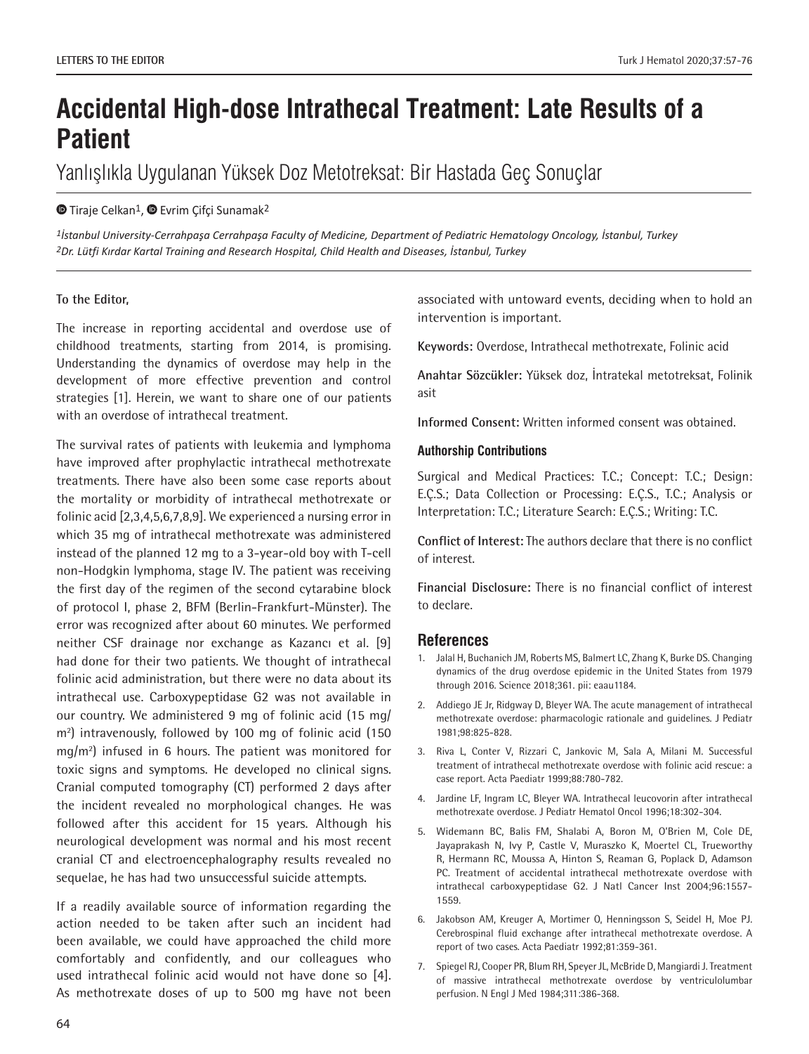LETTERS TO THE EDITOR

# Accidental High-dose Intrathecal Treatment: Late Results of a Patient

## Yanlışlıkla Uygulanan Yüksek Doz Metotreksat: Bir Hastada Geç Sonuçlar

Tiraje Celkan[1], Evrim Çifçi Sunamak[2]

*[1]İstanbul University-Cerrahpaşa Cerrahpaşa Faculty of Medicine, Department of Pediatric Hematology Oncology, İstanbul, Turkey*
*[2]Dr. Lütfi Kırdar Kartal Training and Research Hospital, Child Health and Diseases, İstanbul, Turkey*

**To the Editor,**

The increase in reporting accidental and overdose use of childhood treatments, starting from 2014, is promising. Understanding the dynamics of overdose may help in the development of more effective prevention and control strategies [1]. Herein, we want to share one of our patients with an overdose of intrathecal treatment.

The survival rates of patients with leukemia and lymphoma have improved after prophylactic intrathecal methotrexate treatments. There have also been some case reports about the mortality or morbidity of intrathecal methotrexate or folinic acid [2,3,4,5,6,7,8,9]. We experienced a nursing error in which 35 mg of intrathecal methotrexate was administered instead of the planned 12 mg to a 3-year-old boy with T-cell non-Hodgkin lymphoma, stage IV. The patient was receiving the first day of the regimen of the second cytarabine block of protocol I, phase 2, BFM (Berlin-Frankfurt-Münster). The error was recognized after about 60 minutes. We performed neither CSF drainage nor exchange as Kazancı et al. [9] had done for their two patients. We thought of intrathecal folinic acid administration, but there were no data about its intrathecal use. Carboxypeptidase G2 was not available in our country. We administered 9 mg of folinic acid (15 mg/m$^2$) intravenously, followed by 100 mg of folinic acid (150 mg/m$^2$) infused in 6 hours. The patient was monitored for toxic signs and symptoms. He developed no clinical signs. Cranial computed tomography (CT) performed 2 days after the incident revealed no morphological changes. He was followed after this accident for 15 years. Although his neurological development was normal and his most recent cranial CT and electroencephalography results revealed no sequelae, he has had two unsuccessful suicide attempts.

If a readily available source of information regarding the action needed to be taken after such an incident had been available, we could have approached the child more comfortably and confidently, and our colleagues who used intrathecal folinic acid would not have done so [4]. As methotrexate doses of up to 500 mg have not been associated with untoward events, deciding when to hold an intervention is important.

**Keywords:** Overdose, Intrathecal methotrexate, Folinic acid

**Anahtar Sözcükler:** Yüksek doz, İntratekal metotreksat, Folinik asit

**Informed Consent:** Written informed consent was obtained.

### Authorship Contributions

Surgical and Medical Practices: T.C.; Concept: T.C.; Design: E.Ç.S.; Data Collection or Processing: E.Ç.S., T.C.; Analysis or Interpretation: T.C.; Literature Search: E.Ç.S.; Writing: T.C.

**Conflict of Interest:** The authors declare that there is no conflict of interest.

**Financial Disclosure:** There is no financial conflict of interest to declare.

## References

1. Jalal H, Buchanich JM, Roberts MS, Balmert LC, Zhang K, Burke DS. Changing dynamics of the drug overdose epidemic in the United States from 1979 through 2016. Science 2018;361. pii: eaau1184.
2. Addiego JE Jr, Ridgway D, Bleyer WA. The acute management of intrathecal methotrexate overdose: pharmacologic rationale and guidelines. J Pediatr 1981;98:825-828.
3. Riva L, Conter V, Rizzari C, Jankovic M, Sala A, Milani M. Successful treatment of intrathecal methotrexate overdose with folinic acid rescue: a case report. Acta Paediatr 1999;88:780-782.
4. Jardine LF, Ingram LC, Bleyer WA. Intrathecal leucovorin after intrathecal methotrexate overdose. J Pediatr Hematol Oncol 1996;18:302-304.
5. Widemann BC, Balis FM, Shalabi A, Boron M, O'Brien M, Cole DE, Jayaprakash N, Ivy P, Castle V, Muraszko K, Moertel CL, Trueworthy R, Hermann RC, Moussa A, Hinton S, Reaman G, Poplack D, Adamson PC. Treatment of accidental intrathecal methotrexate overdose with intrathecal carboxypeptidase G2. J Natl Cancer Inst 2004;96:1557-1559.
6. Jakobson AM, Kreuger A, Mortimer O, Henningsson S, Seidel H, Moe PJ. Cerebrospinal fluid exchange after intrathecal methotrexate overdose. A report of two cases. Acta Paediatr 1992;81:359-361.
7. Spiegel RJ, Cooper PR, Blum RH, Speyer JL, McBride D, Mangiardi J. Treatment of massive intrathecal methotrexate overdose by ventriculolumbar perfusion. N Engl J Med 1984;311:386-368.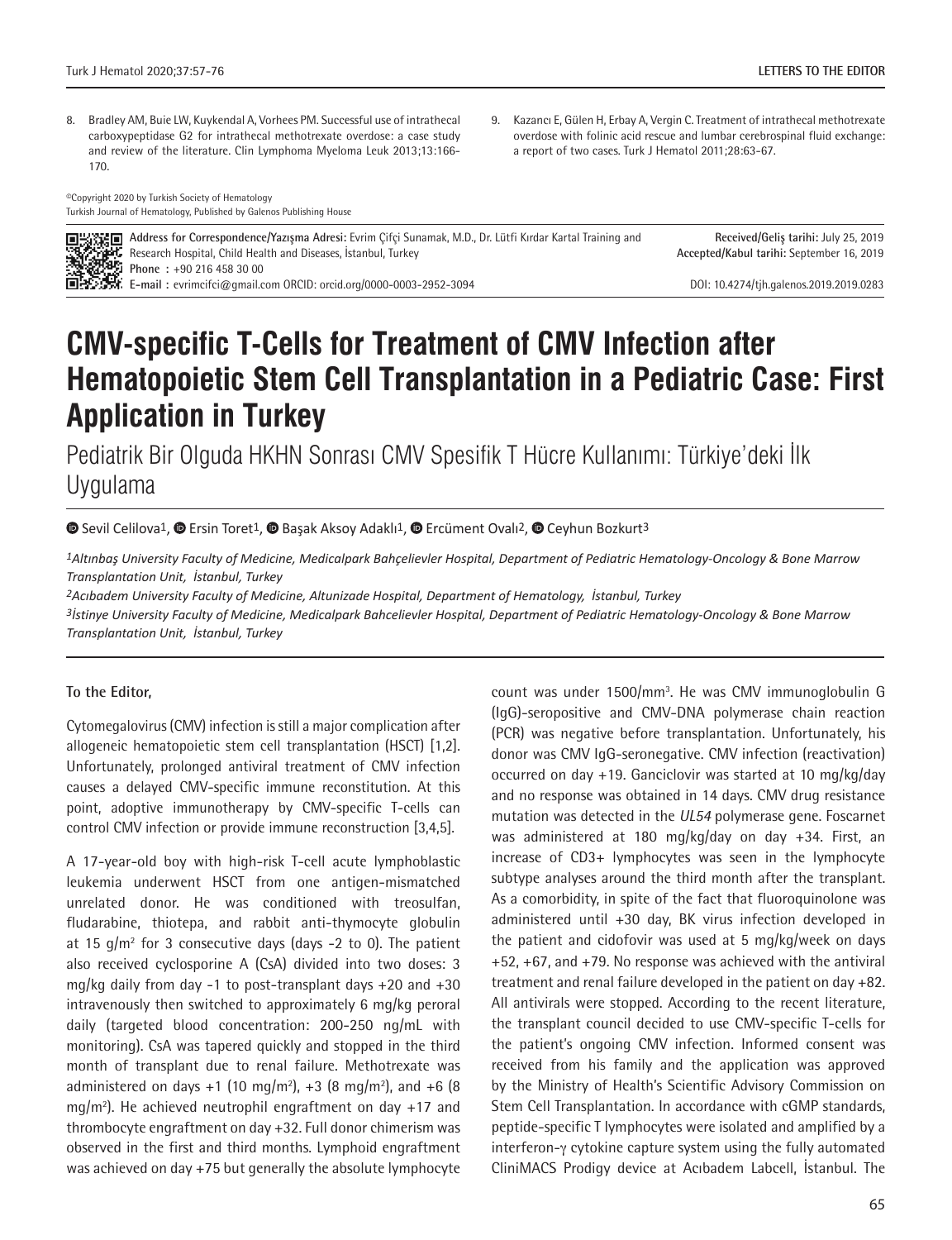8. Bradley AM, Buie LW, Kuykendal A, Vorhees PM. Successful use of intrathecal carboxypeptidase G2 for intrathecal methotrexate overdose: a case study and review of the literature. Clin Lymphoma Myeloma Leuk 2013;13:166-170.

9. Kazancı E, Gülen H, Erbay A, Vergin C. Treatment of intrathecal methotrexate overdose with folinic acid rescue and lumbar cerebrospinal fluid exchange: a report of two cases. Turk J Hematol 2011;28:63-67.

©Copyright 2020 by Turkish Society of Hematology
Turkish Journal of Hematology, Published by Galenos Publishing House

**Address for Correspondence/Yazışma Adresi:** Evrim Çifçi Sunamak, M.D., Dr. Lütfi Kırdar Kartal Training and Research Hospital, Child Health and Diseases, İstanbul, Turkey
**Phone :** +90 216 458 30 00
**E-mail :** evrimcifci@gmail.com ORCID: orcid.org/0000-0003-2952-3094

**Received/Geliş tarihi:** July 25, 2019
**Accepted/Kabul tarihi:** September 16, 2019

DOI: 10.4274/tjh.galenos.2019.2019.0283

# CMV-specific T-Cells for Treatment of CMV Infection after Hematopoietic Stem Cell Transplantation in a Pediatric Case: First Application in Turkey

Pediatrik Bir Olguda HKHN Sonrası CMV Spesifik T Hücre Kullanımı: Türkiye'deki İlk Uygulama

Sevil Celilova[1], Ersin Toret[1], Başak Aksoy Adaklı[1], Ercüment Ovalı[2], Ceyhun Bozkurt[3]

*[1]Altınbaş University Faculty of Medicine, Medicalpark Bahçelievler Hospital, Department of Pediatric Hematology-Oncology & Bone Marrow Transplantation Unit, İstanbul, Turkey*

*[2]Acıbadem University Faculty of Medicine, Altunizade Hospital, Department of Hematology, İstanbul, Turkey*

*[3]İstinye University Faculty of Medicine, Medicalpark Bahcelievler Hospital, Department of Pediatric Hematology-Oncology & Bone Marrow Transplantation Unit, İstanbul, Turkey*

**To the Editor,**

Cytomegalovirus (CMV) infection is still a major complication after allogeneic hematopoietic stem cell transplantation (HSCT) [1,2]. Unfortunately, prolonged antiviral treatment of CMV infection causes a delayed CMV-specific immune reconstitution. At this point, adoptive immunotherapy by CMV-specific T-cells can control CMV infection or provide immune reconstruction [3,4,5].

A 17-year-old boy with high-risk T-cell acute lymphoblastic leukemia underwent HSCT from one antigen-mismatched unrelated donor. He was conditioned with treosulfan, fludarabine, thiotepa, and rabbit anti-thymocyte globulin at 15 g/m$^2$ for 3 consecutive days (days -2 to 0). The patient also received cyclosporine A (CsA) divided into two doses: 3 mg/kg daily from day -1 to post-transplant days +20 and +30 intravenously then switched to approximately 6 mg/kg peroral daily (targeted blood concentration: 200-250 ng/mL with monitoring). CsA was tapered quickly and stopped in the third month of transplant due to renal failure. Methotrexate was administered on days +1 (10 mg/m$^2$), +3 (8 mg/m$^2$), and +6 (8 mg/m$^2$). He achieved neutrophil engraftment on day +17 and thrombocyte engraftment on day +32. Full donor chimerism was observed in the first and third months. Lymphoid engraftment was achieved on day +75 but generally the absolute lymphocyte count was under 1500/mm$^3$. He was CMV immunoglobulin G (IgG)-seropositive and CMV-DNA polymerase chain reaction (PCR) was negative before transplantation. Unfortunately, his donor was CMV IgG-seronegative. CMV infection (reactivation) occurred on day +19. Ganciclovir was started at 10 mg/kg/day and no response was obtained in 14 days. CMV drug resistance mutation was detected in the *UL54* polymerase gene. Foscarnet was administered at 180 mg/kg/day on day +34. First, an increase of CD3+ lymphocytes was seen in the lymphocyte subtype analyses around the third month after the transplant. As a comorbidity, in spite of the fact that fluoroquinolone was administered until +30 day, BK virus infection developed in the patient and cidofovir was used at 5 mg/kg/week on days +52, +67, and +79. No response was achieved with the antiviral treatment and renal failure developed in the patient on day +82. All antivirals were stopped. According to the recent literature, the transplant council decided to use CMV-specific T-cells for the patient's ongoing CMV infection. Informed consent was received from his family and the application was approved by the Ministry of Health's Scientific Advisory Commission on Stem Cell Transplantation. In accordance with cGMP standards, peptide-specific T lymphocytes were isolated and amplified by a interferon-γ cytokine capture system using the fully automated CliniMACS Prodigy device at Acıbadem Labcell, İstanbul. The